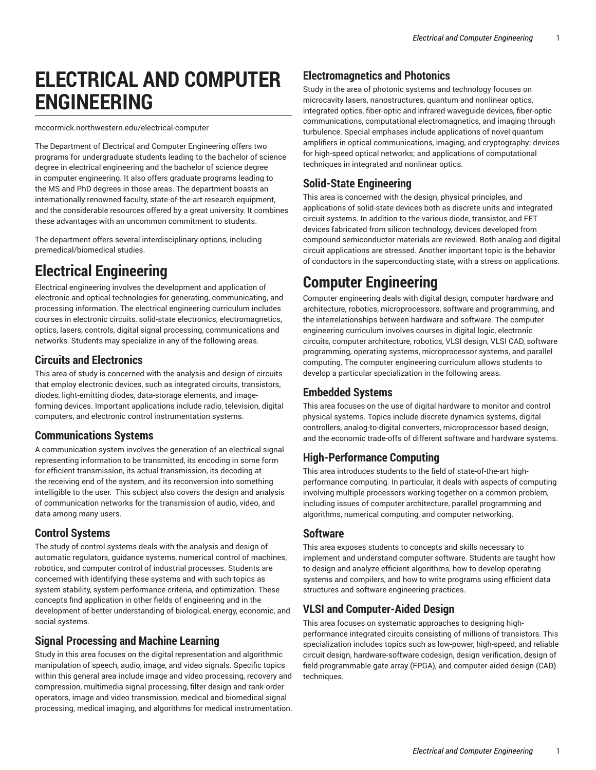# ELECTRICAL AND COMPUTER ENGINEERING

mccormick.northwestern.edu/electrical-computer

The Department of Electrical and Computer Engineering offers two programs for undergraduate students leading to the bachelor of science degree in electrical engineering and the bachelor of science degree in computer engineering. It also offers graduate programs leading to the MS and PhD degrees in those areas. The department boasts an internationally renowned faculty, state-of-the-art research equipment, and the considerable resources offered by a great university. It combines these advantages with an uncommon commitment to students.

The department offers several interdisciplinary options, including premedical/biomedical studies.

# Electrical Engineering

Electrical engineering involves the development and application of electronic and optical technologies for generating, communicating, and processing information. The electrical engineering curriculum includes courses in electronic circuits, solid-state electronics, electromagnetics, optics, lasers, controls, digital signal processing, communications and networks. Students may specialize in any of the following areas.

## Circuits and Electronics

This area of study is concerned with the analysis and design of circuits that employ electronic devices, such as integrated circuits, transistors, diodes, light-emitting diodes, data-storage elements, and image-forming devices. Important applications include radio, television, digital computers, and electronic control instrumentation systems.

## Communications Systems

A communication system involves the generation of an electrical signal representing information to be transmitted, its encoding in some form for efficient transmission, its actual transmission, its decoding at the receiving end of the system, and its reconversion into something intelligible to the user. This subject also covers the design and analysis of communication networks for the transmission of audio, video, and data among many users.

## Control Systems

The study of control systems deals with the analysis and design of automatic regulators, guidance systems, numerical control of machines, robotics, and computer control of industrial processes. Students are concerned with identifying these systems and with such topics as system stability, system performance criteria, and optimization. These concepts find application in other fields of engineering and in the development of better understanding of biological, energy, economic, and social systems.

## Signal Processing and Machine Learning

Study in this area focuses on the digital representation and algorithmic manipulation of speech, audio, image, and video signals. Specific topics within this general area include image and video processing, recovery and compression, multimedia signal processing, filter design and rank-order operators, image and video transmission, medical and biomedical signal processing, medical imaging, and algorithms for medical instrumentation.

## Electromagnetics and Photonics

Study in the area of photonic systems and technology focuses on microcavity lasers, nanostructures, quantum and nonlinear optics, integrated optics, fiber-optic and infrared waveguide devices, fiber-optic communications, computational electromagnetics, and imaging through turbulence. Special emphases include applications of novel quantum amplifiers in optical communications, imaging, and cryptography; devices for high-speed optical networks; and applications of computational techniques in integrated and nonlinear optics.

## Solid-State Engineering

This area is concerned with the design, physical principles, and applications of solid-state devices both as discrete units and integrated circuit systems. In addition to the various diode, transistor, and FET devices fabricated from silicon technology, devices developed from compound semiconductor materials are reviewed. Both analog and digital circuit applications are stressed. Another important topic is the behavior of conductors in the superconducting state, with a stress on applications.

# Computer Engineering

Computer engineering deals with digital design, computer hardware and architecture, robotics, microprocessors, software and programming, and the interrelationships between hardware and software. The computer engineering curriculum involves courses in digital logic, electronic circuits, computer architecture, robotics, VLSI design, VLSI CAD, software programming, operating systems, microprocessor systems, and parallel computing. The computer engineering curriculum allows students to develop a particular specialization in the following areas.

## Embedded Systems

This area focuses on the use of digital hardware to monitor and control physical systems. Topics include discrete dynamics systems, digital controllers, analog-to-digital converters, microprocessor based design, and the economic trade-offs of different software and hardware systems.

## High-Performance Computing

This area introduces students to the field of state-of-the-art high-performance computing. In particular, it deals with aspects of computing involving multiple processors working together on a common problem, including issues of computer architecture, parallel programming and algorithms, numerical computing, and computer networking.

## Software

This area exposes students to concepts and skills necessary to implement and understand computer software. Students are taught how to design and analyze efficient algorithms, how to develop operating systems and compilers, and how to write programs using efficient data structures and software engineering practices.

## VLSI and Computer-Aided Design

This area focuses on systematic approaches to designing high-performance integrated circuits consisting of millions of transistors. This specialization includes topics such as low-power, high-speed, and reliable circuit design, hardware-software codesign, design verification, design of field-programmable gate array (FPGA), and computer-aided design (CAD) techniques.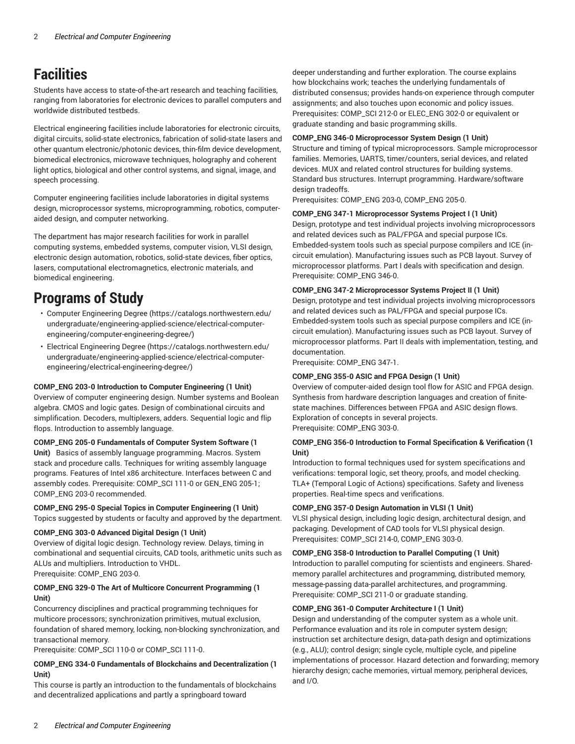# Facilities

Students have access to state-of-the-art research and teaching facilities, ranging from laboratories for electronic devices to parallel computers and worldwide distributed testbeds.

Electrical engineering facilities include laboratories for electronic circuits, digital circuits, solid-state electronics, fabrication of solid-state lasers and other quantum electronic/photonic devices, thin-film device development, biomedical electronics, microwave techniques, holography and coherent light optics, biological and other control systems, and signal, image, and speech processing.

Computer engineering facilities include laboratories in digital systems design, microprocessor systems, microprogramming, robotics, computer-aided design, and computer networking.

The department has major research facilities for work in parallel computing systems, embedded systems, computer vision, VLSI design, electronic design automation, robotics, solid-state devices, fiber optics, lasers, computational electromagnetics, electronic materials, and biomedical engineering.

# Programs of Study

- Computer Engineering Degree (https://catalogs.northwestern.edu/undergraduate/engineering-applied-science/electrical-computer-engineering/computer-engineering-degree/)
- Electrical Engineering Degree (https://catalogs.northwestern.edu/undergraduate/engineering-applied-science/electrical-computer-engineering/electrical-engineering-degree/)

**COMP_ENG 203-0 Introduction to Computer Engineering (1 Unit)**
Overview of computer engineering design. Number systems and Boolean algebra. CMOS and logic gates. Design of combinational circuits and simplification. Decoders, multiplexers, adders. Sequential logic and flip flops. Introduction to assembly language.

**COMP_ENG 205-0 Fundamentals of Computer System Software (1 Unit)** Basics of assembly language programming. Macros. System stack and procedure calls. Techniques for writing assembly language programs. Features of Intel x86 architecture. Interfaces between C and assembly codes. Prerequisite: COMP_SCI 111-0 or GEN_ENG 205-1; COMP_ENG 203-0 recommended.

**COMP_ENG 295-0 Special Topics in Computer Engineering (1 Unit)**
Topics suggested by students or faculty and approved by the department.

**COMP_ENG 303-0 Advanced Digital Design (1 Unit)**
Overview of digital logic design. Technology review. Delays, timing in combinational and sequential circuits, CAD tools, arithmetic units such as ALUs and multipliers. Introduction to VHDL.
Prerequisite: COMP_ENG 203-0.

**COMP_ENG 329-0 The Art of Multicore Concurrent Programming (1 Unit)**
Concurrency disciplines and practical programming techniques for multicore processors; synchronization primitives, mutual exclusion, foundation of shared memory, locking, non-blocking synchronization, and transactional memory.
Prerequisite: COMP_SCI 110-0 or COMP_SCI 111-0.

**COMP_ENG 334-0 Fundamentals of Blockchains and Decentralization (1 Unit)**
This course is partly an introduction to the fundamentals of blockchains and decentralized applications and partly a springboard toward deeper understanding and further exploration. The course explains how blockchains work; teaches the underlying fundamentals of distributed consensus; provides hands-on experience through computer assignments; and also touches upon economic and policy issues. Prerequisites: COMP_SCI 212-0 or ELEC_ENG 302-0 or equivalent or graduate standing and basic programming skills.

**COMP_ENG 346-0 Microprocessor System Design (1 Unit)**
Structure and timing of typical microprocessors. Sample microprocessor families. Memories, UARTS, timer/counters, serial devices, and related devices. MUX and related control structures for building systems. Standard bus structures. Interrupt programming. Hardware/software design tradeoffs.
Prerequisites: COMP_ENG 203-0, COMP_ENG 205-0.

**COMP_ENG 347-1 Microprocessor Systems Project I (1 Unit)**
Design, prototype and test individual projects involving microprocessors and related devices such as PAL/FPGA and special purpose ICs. Embedded-system tools such as special purpose compilers and ICE (in-circuit emulation). Manufacturing issues such as PCB layout. Survey of microprocessor platforms. Part I deals with specification and design.
Prerequisite: COMP_ENG 346-0.

**COMP_ENG 347-2 Microprocessor Systems Project II (1 Unit)**
Design, prototype and test individual projects involving microprocessors and related devices such as PAL/FPGA and special purpose ICs. Embedded-system tools such as special purpose compilers and ICE (in-circuit emulation). Manufacturing issues such as PCB layout. Survey of microprocessor platforms. Part II deals with implementation, testing, and documentation.
Prerequisite: COMP_ENG 347-1.

**COMP_ENG 355-0 ASIC and FPGA Design (1 Unit)**
Overview of computer-aided design tool flow for ASIC and FPGA design. Synthesis from hardware description languages and creation of finite-state machines. Differences between FPGA and ASIC design flows. Exploration of concepts in several projects.
Prerequisite: COMP_ENG 303-0.

**COMP_ENG 356-0 Introduction to Formal Specification & Verification (1 Unit)**
Introduction to formal techniques used for system specifications and verifications: temporal logic, set theory, proofs, and model checking. TLA+ (Temporal Logic of Actions) specifications. Safety and liveness properties. Real-time specs and verifications.

**COMP_ENG 357-0 Design Automation in VLSI (1 Unit)**
VLSI physical design, including logic design, architectural design, and packaging. Development of CAD tools for VLSI physical design.
Prerequisites: COMP_SCI 214-0, COMP_ENG 303-0.

**COMP_ENG 358-0 Introduction to Parallel Computing (1 Unit)**
Introduction to parallel computing for scientists and engineers. Shared-memory parallel architectures and programming, distributed memory, message-passing data-parallel architectures, and programming.
Prerequisite: COMP_SCI 211-0 or graduate standing.

**COMP_ENG 361-0 Computer Architecture I (1 Unit)**
Design and understanding of the computer system as a whole unit. Performance evaluation and its role in computer system design; instruction set architecture design, data-path design and optimizations (e.g., ALU); control design; single cycle, multiple cycle, and pipeline implementations of processor. Hazard detection and forwarding; memory hierarchy design; cache memories, virtual memory, peripheral devices, and I/O.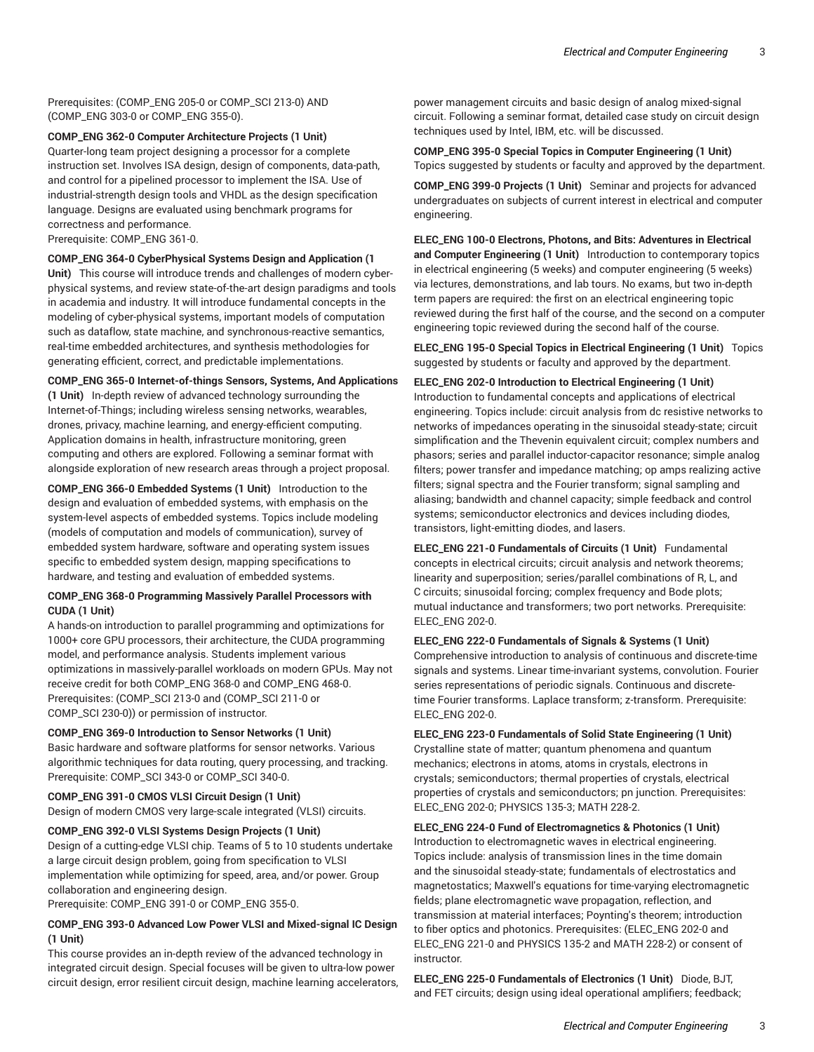Prerequisites: (COMP_ENG 205-0 or COMP_SCI 213-0) AND (COMP_ENG 303-0 or COMP_ENG 355-0).

**COMP_ENG 362-0 Computer Architecture Projects (1 Unit)**
Quarter-long team project designing a processor for a complete instruction set. Involves ISA design, design of components, data-path, and control for a pipelined processor to implement the ISA. Use of industrial-strength design tools and VHDL as the design specification language. Designs are evaluated using benchmark programs for correctness and performance.
Prerequisite: COMP_ENG 361-0.

**COMP_ENG 364-0 CyberPhysical Systems Design and Application (1 Unit)** This course will introduce trends and challenges of modern cyber-physical systems, and review state-of-the-art design paradigms and tools in academia and industry. It will introduce fundamental concepts in the modeling of cyber-physical systems, important models of computation such as dataflow, state machine, and synchronous-reactive semantics, real-time embedded architectures, and synthesis methodologies for generating efficient, correct, and predictable implementations.

**COMP_ENG 365-0 Internet-of-things Sensors, Systems, And Applications (1 Unit)** In-depth review of advanced technology surrounding the Internet-of-Things; including wireless sensing networks, wearables, drones, privacy, machine learning, and energy-efficient computing. Application domains in health, infrastructure monitoring, green computing and others are explored. Following a seminar format with alongside exploration of new research areas through a project proposal.

**COMP_ENG 366-0 Embedded Systems (1 Unit)** Introduction to the design and evaluation of embedded systems, with emphasis on the system-level aspects of embedded systems. Topics include modeling (models of computation and models of communication), survey of embedded system hardware, software and operating system issues specific to embedded system design, mapping specifications to hardware, and testing and evaluation of embedded systems.

**COMP_ENG 368-0 Programming Massively Parallel Processors with CUDA (1 Unit)**
A hands-on introduction to parallel programming and optimizations for 1000+ core GPU processors, their architecture, the CUDA programming model, and performance analysis. Students implement various optimizations in massively-parallel workloads on modern GPUs. May not receive credit for both COMP_ENG 368-0 and COMP_ENG 468-0.
Prerequisites: (COMP_SCI 213-0 and (COMP_SCI 211-0 or COMP_SCI 230-0)) or permission of instructor.

**COMP_ENG 369-0 Introduction to Sensor Networks (1 Unit)**
Basic hardware and software platforms for sensor networks. Various algorithmic techniques for data routing, query processing, and tracking.
Prerequisite: COMP_SCI 343-0 or COMP_SCI 340-0.

**COMP_ENG 391-0 CMOS VLSI Circuit Design (1 Unit)**
Design of modern CMOS very large-scale integrated (VLSI) circuits.

**COMP_ENG 392-0 VLSI Systems Design Projects (1 Unit)**
Design of a cutting-edge VLSI chip. Teams of 5 to 10 students undertake a large circuit design problem, going from specification to VLSI implementation while optimizing for speed, area, and/or power. Group collaboration and engineering design.
Prerequisite: COMP_ENG 391-0 or COMP_ENG 355-0.

**COMP_ENG 393-0 Advanced Low Power VLSI and Mixed-signal IC Design (1 Unit)**
This course provides an in-depth review of the advanced technology in integrated circuit design. Special focuses will be given to ultra-low power circuit design, error resilient circuit design, machine learning accelerators, power management circuits and basic design of analog mixed-signal circuit. Following a seminar format, detailed case study on circuit design techniques used by Intel, IBM, etc. will be discussed.

**COMP_ENG 395-0 Special Topics in Computer Engineering (1 Unit)**
Topics suggested by students or faculty and approved by the department.

**COMP_ENG 399-0 Projects (1 Unit)** Seminar and projects for advanced undergraduates on subjects of current interest in electrical and computer engineering.

**ELEC_ENG 100-0 Electrons, Photons, and Bits: Adventures in Electrical and Computer Engineering (1 Unit)** Introduction to contemporary topics in electrical engineering (5 weeks) and computer engineering (5 weeks) via lectures, demonstrations, and lab tours. No exams, but two in-depth term papers are required: the first on an electrical engineering topic reviewed during the first half of the course, and the second on a computer engineering topic reviewed during the second half of the course.

**ELEC_ENG 195-0 Special Topics in Electrical Engineering (1 Unit)** Topics suggested by students or faculty and approved by the department.

**ELEC_ENG 202-0 Introduction to Electrical Engineering (1 Unit)**
Introduction to fundamental concepts and applications of electrical engineering. Topics include: circuit analysis from dc resistive networks to networks of impedances operating in the sinusoidal steady-state; circuit simplification and the Thevenin equivalent circuit; complex numbers and phasors; series and parallel inductor-capacitor resonance; simple analog filters; power transfer and impedance matching; op amps realizing active filters; signal spectra and the Fourier transform; signal sampling and aliasing; bandwidth and channel capacity; simple feedback and control systems; semiconductor electronics and devices including diodes, transistors, light-emitting diodes, and lasers.

**ELEC_ENG 221-0 Fundamentals of Circuits (1 Unit)** Fundamental concepts in electrical circuits; circuit analysis and network theorems; linearity and superposition; series/parallel combinations of R, L, and C circuits; sinusoidal forcing; complex frequency and Bode plots; mutual inductance and transformers; two port networks. Prerequisite: ELEC_ENG 202-0.

**ELEC_ENG 222-0 Fundamentals of Signals & Systems (1 Unit)**
Comprehensive introduction to analysis of continuous and discrete-time signals and systems. Linear time-invariant systems, convolution. Fourier series representations of periodic signals. Continuous and discrete-time Fourier transforms. Laplace transform; z-transform. Prerequisite: ELEC_ENG 202-0.

**ELEC_ENG 223-0 Fundamentals of Solid State Engineering (1 Unit)**
Crystalline state of matter; quantum phenomena and quantum mechanics; electrons in atoms, atoms in crystals, electrons in crystals; semiconductors; thermal properties of crystals, electrical properties of crystals and semiconductors; pn junction. Prerequisites: ELEC_ENG 202-0; PHYSICS 135-3; MATH 228-2.

**ELEC_ENG 224-0 Fund of Electromagnetics & Photonics (1 Unit)**
Introduction to electromagnetic waves in electrical engineering. Topics include: analysis of transmission lines in the time domain and the sinusoidal steady-state; fundamentals of electrostatics and magnetostatics; Maxwell's equations for time-varying electromagnetic fields; plane electromagnetic wave propagation, reflection, and transmission at material interfaces; Poynting's theorem; introduction to fiber optics and photonics. Prerequisites: (ELEC_ENG 202-0 and ELEC_ENG 221-0 and PHYSICS 135-2 and MATH 228-2) or consent of instructor.

**ELEC_ENG 225-0 Fundamentals of Electronics (1 Unit)** Diode, BJT, and FET circuits; design using ideal operational amplifiers; feedback;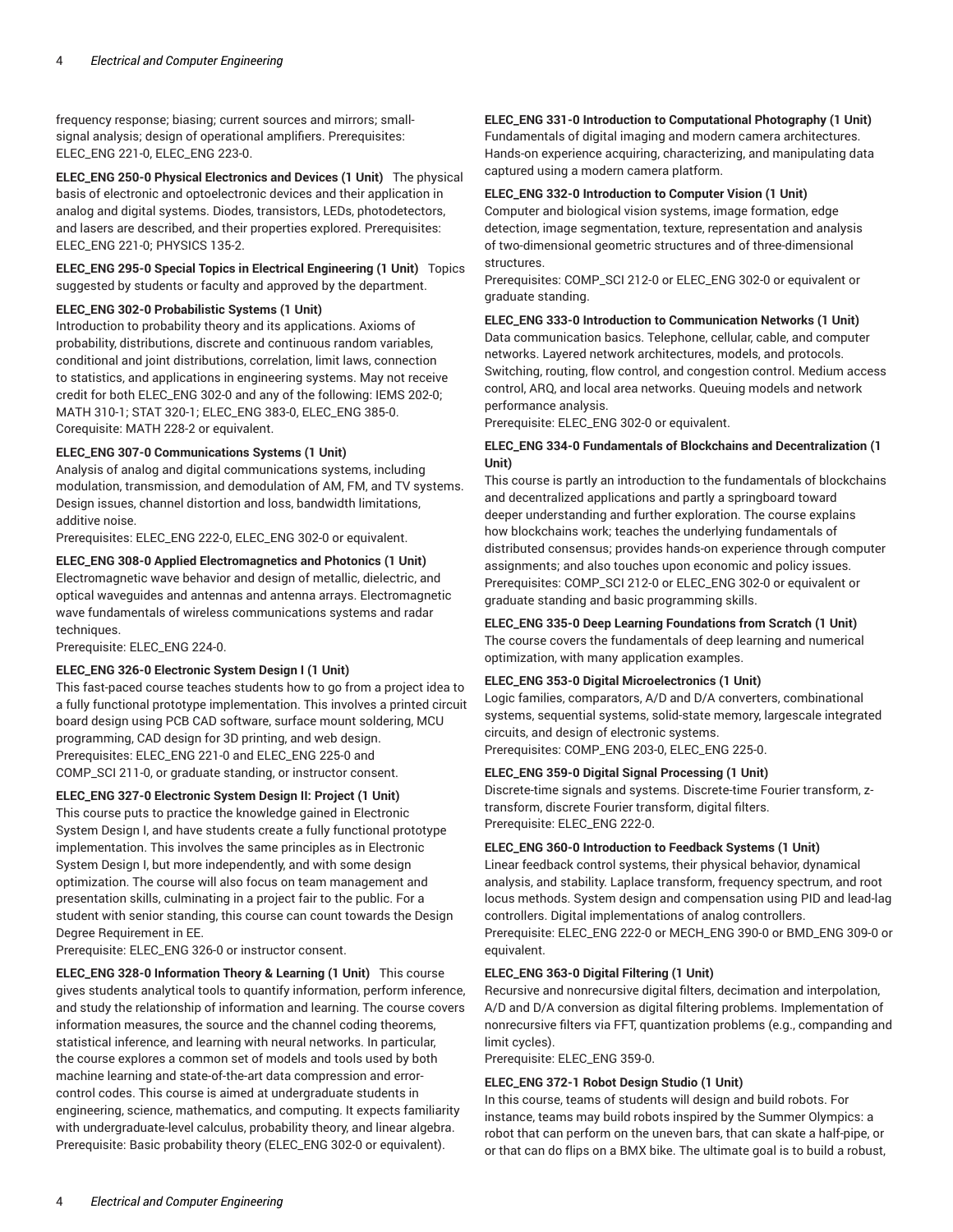frequency response; biasing; current sources and mirrors; small-signal analysis; design of operational amplifiers. Prerequisites: ELEC_ENG 221-0, ELEC_ENG 223-0.

**ELEC_ENG 250-0 Physical Electronics and Devices (1 Unit)** The physical basis of electronic and optoelectronic devices and their application in analog and digital systems. Diodes, transistors, LEDs, photodetectors, and lasers are described, and their properties explored. Prerequisites: ELEC_ENG 221-0; PHYSICS 135-2.

**ELEC_ENG 295-0 Special Topics in Electrical Engineering (1 Unit)** Topics suggested by students or faculty and approved by the department.

**ELEC_ENG 302-0 Probabilistic Systems (1 Unit)**
Introduction to probability theory and its applications. Axioms of probability, distributions, discrete and continuous random variables, conditional and joint distributions, correlation, limit laws, connection to statistics, and applications in engineering systems. May not receive credit for both ELEC_ENG 302-0 and any of the following: IEMS 202-0; MATH 310-1; STAT 320-1; ELEC_ENG 383-0, ELEC_ENG 385-0.
Corequisite: MATH 228-2 or equivalent.

**ELEC_ENG 307-0 Communications Systems (1 Unit)**
Analysis of analog and digital communications systems, including modulation, transmission, and demodulation of AM, FM, and TV systems. Design issues, channel distortion and loss, bandwidth limitations, additive noise.
Prerequisites: ELEC_ENG 222-0, ELEC_ENG 302-0 or equivalent.

**ELEC_ENG 308-0 Applied Electromagnetics and Photonics (1 Unit)**
Electromagnetic wave behavior and design of metallic, dielectric, and optical waveguides and antennas and antenna arrays. Electromagnetic wave fundamentals of wireless communications systems and radar techniques.
Prerequisite: ELEC_ENG 224-0.

**ELEC_ENG 326-0 Electronic System Design I (1 Unit)**
This fast-paced course teaches students how to go from a project idea to a fully functional prototype implementation. This involves a printed circuit board design using PCB CAD software, surface mount soldering, MCU programming, CAD design for 3D printing, and web design.
Prerequisites: ELEC_ENG 221-0 and ELEC_ENG 225-0 and COMP_SCI 211-0, or graduate standing, or instructor consent.

**ELEC_ENG 327-0 Electronic System Design II: Project (1 Unit)**
This course puts to practice the knowledge gained in Electronic System Design I, and have students create a fully functional prototype implementation. This involves the same principles as in Electronic System Design I, but more independently, and with some design optimization. The course will also focus on team management and presentation skills, culminating in a project fair to the public. For a student with senior standing, this course can count towards the Design Degree Requirement in EE.
Prerequisite: ELEC_ENG 326-0 or instructor consent.

**ELEC_ENG 328-0 Information Theory & Learning (1 Unit)** This course gives students analytical tools to quantify information, perform inference, and study the relationship of information and learning. The course covers information measures, the source and the channel coding theorems, statistical inference, and learning with neural networks. In particular, the course explores a common set of models and tools used by both machine learning and state-of-the-art data compression and error-control codes. This course is aimed at undergraduate students in engineering, science, mathematics, and computing. It expects familiarity with undergraduate-level calculus, probability theory, and linear algebra.
Prerequisite: Basic probability theory (ELEC_ENG 302-0 or equivalent).

**ELEC_ENG 331-0 Introduction to Computational Photography (1 Unit)**
Fundamentals of digital imaging and modern camera architectures. Hands-on experience acquiring, characterizing, and manipulating data captured using a modern camera platform.

**ELEC_ENG 332-0 Introduction to Computer Vision (1 Unit)**
Computer and biological vision systems, image formation, edge detection, image segmentation, texture, representation and analysis of two-dimensional geometric structures and of three-dimensional structures.
Prerequisites: COMP_SCI 212-0 or ELEC_ENG 302-0 or equivalent or graduate standing.

**ELEC_ENG 333-0 Introduction to Communication Networks (1 Unit)**
Data communication basics. Telephone, cellular, cable, and computer networks. Layered network architectures, models, and protocols. Switching, routing, flow control, and congestion control. Medium access control, ARQ, and local area networks. Queuing models and network performance analysis.
Prerequisite: ELEC_ENG 302-0 or equivalent.

**ELEC_ENG 334-0 Fundamentals of Blockchains and Decentralization (1 Unit)**
This course is partly an introduction to the fundamentals of blockchains and decentralized applications and partly a springboard toward deeper understanding and further exploration. The course explains how blockchains work; teaches the underlying fundamentals of distributed consensus; provides hands-on experience through computer assignments; and also touches upon economic and policy issues.
Prerequisites: COMP_SCI 212-0 or ELEC_ENG 302-0 or equivalent or graduate standing and basic programming skills.

**ELEC_ENG 335-0 Deep Learning Foundations from Scratch (1 Unit)**
The course covers the fundamentals of deep learning and numerical optimization, with many application examples.

**ELEC_ENG 353-0 Digital Microelectronics (1 Unit)**
Logic families, comparators, A/D and D/A converters, combinational systems, sequential systems, solid-state memory, largescale integrated circuits, and design of electronic systems.
Prerequisites: COMP_ENG 203-0, ELEC_ENG 225-0.

**ELEC_ENG 359-0 Digital Signal Processing (1 Unit)**
Discrete-time signals and systems. Discrete-time Fourier transform, z-transform, discrete Fourier transform, digital filters.
Prerequisite: ELEC_ENG 222-0.

**ELEC_ENG 360-0 Introduction to Feedback Systems (1 Unit)**
Linear feedback control systems, their physical behavior, dynamical analysis, and stability. Laplace transform, frequency spectrum, and root locus methods. System design and compensation using PID and lead-lag controllers. Digital implementations of analog controllers.
Prerequisite: ELEC_ENG 222-0 or MECH_ENG 390-0 or BMD_ENG 309-0 or equivalent.

**ELEC_ENG 363-0 Digital Filtering (1 Unit)**
Recursive and nonrecursive digital filters, decimation and interpolation, A/D and D/A conversion as digital filtering problems. Implementation of nonrecursive filters via FFT, quantization problems (e.g., companding and limit cycles).
Prerequisite: ELEC_ENG 359-0.

**ELEC_ENG 372-1 Robot Design Studio (1 Unit)**
In this course, teams of students will design and build robots. For instance, teams may build robots inspired by the Summer Olympics: a robot that can perform on the uneven bars, that can skate a half-pipe, or or that can do flips on a BMX bike. The ultimate goal is to build a robust,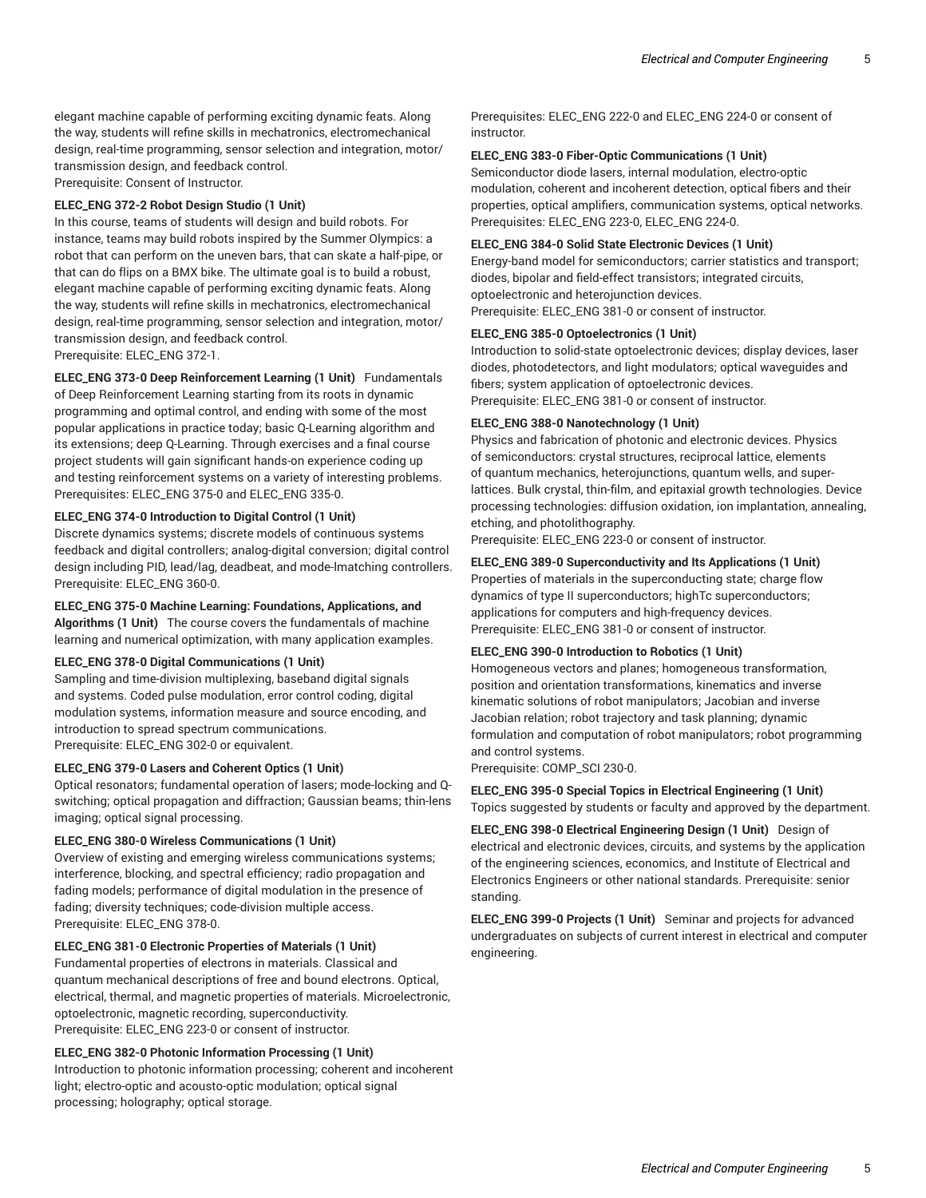elegant machine capable of performing exciting dynamic feats. Along the way, students will refine skills in mechatronics, electromechanical design, real-time programming, sensor selection and integration, motor/transmission design, and feedback control.
Prerequisite: Consent of Instructor.

**ELEC_ENG 372-2 Robot Design Studio (1 Unit)**
In this course, teams of students will design and build robots. For instance, teams may build robots inspired by the Summer Olympics: a robot that can perform on the uneven bars, that can skate a half-pipe, or that can do flips on a BMX bike. The ultimate goal is to build a robust, elegant machine capable of performing exciting dynamic feats. Along the way, students will refine skills in mechatronics, electromechanical design, real-time programming, sensor selection and integration, motor/transmission design, and feedback control.
Prerequisite: ELEC_ENG 372-1.

**ELEC_ENG 373-0 Deep Reinforcement Learning (1 Unit)** Fundamentals of Deep Reinforcement Learning starting from its roots in dynamic programming and optimal control, and ending with some of the most popular applications in practice today; basic Q-Learning algorithm and its extensions; deep Q-Learning. Through exercises and a final course project students will gain significant hands-on experience coding up and testing reinforcement systems on a variety of interesting problems.
Prerequisites: ELEC_ENG 375-0 and ELEC_ENG 335-0.

**ELEC_ENG 374-0 Introduction to Digital Control (1 Unit)**
Discrete dynamics systems; discrete models of continuous systems feedback and digital controllers; analog-digital conversion; digital control design including PID, lead/lag, deadbeat, and mode-lmatching controllers.
Prerequisite: ELEC_ENG 360-0.

**ELEC_ENG 375-0 Machine Learning: Foundations, Applications, and Algorithms (1 Unit)** The course covers the fundamentals of machine learning and numerical optimization, with many application examples.

**ELEC_ENG 378-0 Digital Communications (1 Unit)**
Sampling and time-division multiplexing, baseband digital signals and systems. Coded pulse modulation, error control coding, digital modulation systems, information measure and source encoding, and introduction to spread spectrum communications.
Prerequisite: ELEC_ENG 302-0 or equivalent.

**ELEC_ENG 379-0 Lasers and Coherent Optics (1 Unit)**
Optical resonators; fundamental operation of lasers; mode-locking and Q-switching; optical propagation and diffraction; Gaussian beams; thin-lens imaging; optical signal processing.

**ELEC_ENG 380-0 Wireless Communications (1 Unit)**
Overview of existing and emerging wireless communications systems; interference, blocking, and spectral efficiency; radio propagation and fading models; performance of digital modulation in the presence of fading; diversity techniques; code-division multiple access.
Prerequisite: ELEC_ENG 378-0.

**ELEC_ENG 381-0 Electronic Properties of Materials (1 Unit)**
Fundamental properties of electrons in materials. Classical and quantum mechanical descriptions of free and bound electrons. Optical, electrical, thermal, and magnetic properties of materials. Microelectronic, optoelectronic, magnetic recording, superconductivity.
Prerequisite: ELEC_ENG 223-0 or consent of instructor.

**ELEC_ENG 382-0 Photonic Information Processing (1 Unit)**
Introduction to photonic information processing; coherent and incoherent light; electro-optic and acousto-optic modulation; optical signal processing; holography; optical storage.
Prerequisites: ELEC_ENG 222-0 and ELEC_ENG 224-0 or consent of instructor.

**ELEC_ENG 383-0 Fiber-Optic Communications (1 Unit)**
Semiconductor diode lasers, internal modulation, electro-optic modulation, coherent and incoherent detection, optical fibers and their properties, optical amplifiers, communication systems, optical networks.
Prerequisites: ELEC_ENG 223-0, ELEC_ENG 224-0.

**ELEC_ENG 384-0 Solid State Electronic Devices (1 Unit)**
Energy-band model for semiconductors; carrier statistics and transport; diodes, bipolar and field-effect transistors; integrated circuits, optoelectronic and heterojunction devices.
Prerequisite: ELEC_ENG 381-0 or consent of instructor.

**ELEC_ENG 385-0 Optoelectronics (1 Unit)**
Introduction to solid-state optoelectronic devices; display devices, laser diodes, photodetectors, and light modulators; optical waveguides and fibers; system application of optoelectronic devices.
Prerequisite: ELEC_ENG 381-0 or consent of instructor.

**ELEC_ENG 388-0 Nanotechnology (1 Unit)**
Physics and fabrication of photonic and electronic devices. Physics of semiconductors: crystal structures, reciprocal lattice, elements of quantum mechanics, heterojunctions, quantum wells, and super-lattices. Bulk crystal, thin-film, and epitaxial growth technologies. Device processing technologies: diffusion oxidation, ion implantation, annealing, etching, and photolithography.
Prerequisite: ELEC_ENG 223-0 or consent of instructor.

**ELEC_ENG 389-0 Superconductivity and Its Applications (1 Unit)**
Properties of materials in the superconducting state; charge flow dynamics of type II superconductors; highTc superconductors; applications for computers and high-frequency devices.
Prerequisite: ELEC_ENG 381-0 or consent of instructor.

**ELEC_ENG 390-0 Introduction to Robotics (1 Unit)**
Homogeneous vectors and planes; homogeneous transformation, position and orientation transformations, kinematics and inverse kinematic solutions of robot manipulators; Jacobian and inverse Jacobian relation; robot trajectory and task planning; dynamic formulation and computation of robot manipulators; robot programming and control systems.
Prerequisite: COMP_SCI 230-0.

**ELEC_ENG 395-0 Special Topics in Electrical Engineering (1 Unit)**
Topics suggested by students or faculty and approved by the department.

**ELEC_ENG 398-0 Electrical Engineering Design (1 Unit)** Design of electrical and electronic devices, circuits, and systems by the application of the engineering sciences, economics, and Institute of Electrical and Electronics Engineers or other national standards. Prerequisite: senior standing.

**ELEC_ENG 399-0 Projects (1 Unit)** Seminar and projects for advanced undergraduates on subjects of current interest in electrical and computer engineering.